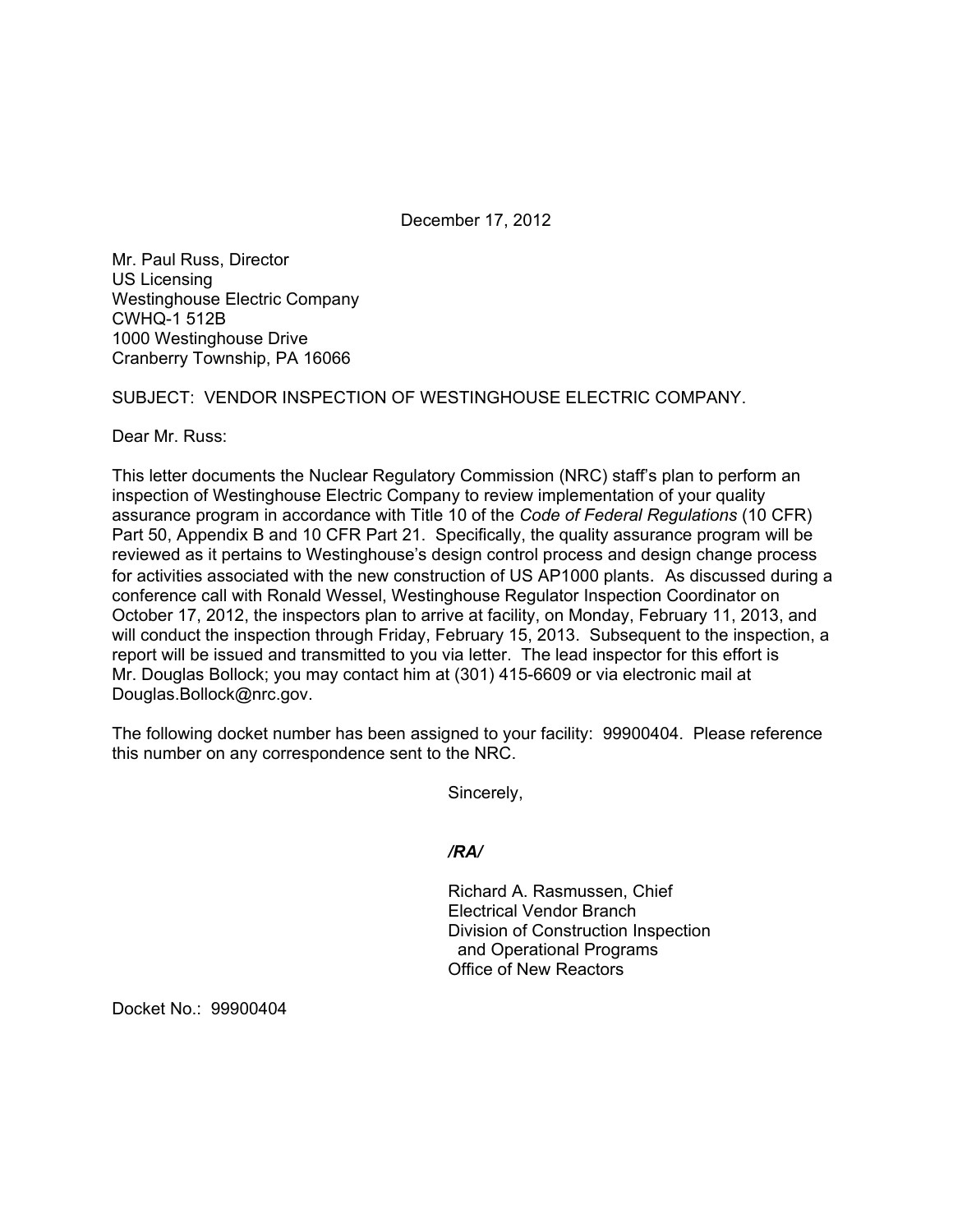December 17, 2012

Mr. Paul Russ, Director
US Licensing
Westinghouse Electric Company
CWHQ-1 512B
1000 Westinghouse Drive
Cranberry Township, PA 16066

SUBJECT: VENDOR INSPECTION OF WESTINGHOUSE ELECTRIC COMPANY.

Dear Mr. Russ:

This letter documents the Nuclear Regulatory Commission (NRC) staff's plan to perform an inspection of Westinghouse Electric Company to review implementation of your quality assurance program in accordance with Title 10 of the *Code of Federal Regulations* (10 CFR) Part 50, Appendix B and 10 CFR Part 21. Specifically, the quality assurance program will be reviewed as it pertains to Westinghouse's design control process and design change process for activities associated with the new construction of US AP1000 plants. As discussed during a conference call with Ronald Wessel, Westinghouse Regulator Inspection Coordinator on October 17, 2012, the inspectors plan to arrive at facility, on Monday, February 11, 2013, and will conduct the inspection through Friday, February 15, 2013. Subsequent to the inspection, a report will be issued and transmitted to you via letter. The lead inspector for this effort is Mr. Douglas Bollock; you may contact him at (301) 415-6609 or via electronic mail at Douglas.Bollock@nrc.gov.

The following docket number has been assigned to your facility: 99900404. Please reference this number on any correspondence sent to the NRC.

Sincerely,

*/RA/*

Richard A. Rasmussen, Chief
Electrical Vendor Branch
Division of Construction Inspection
and Operational Programs
Office of New Reactors

Docket No.: 99900404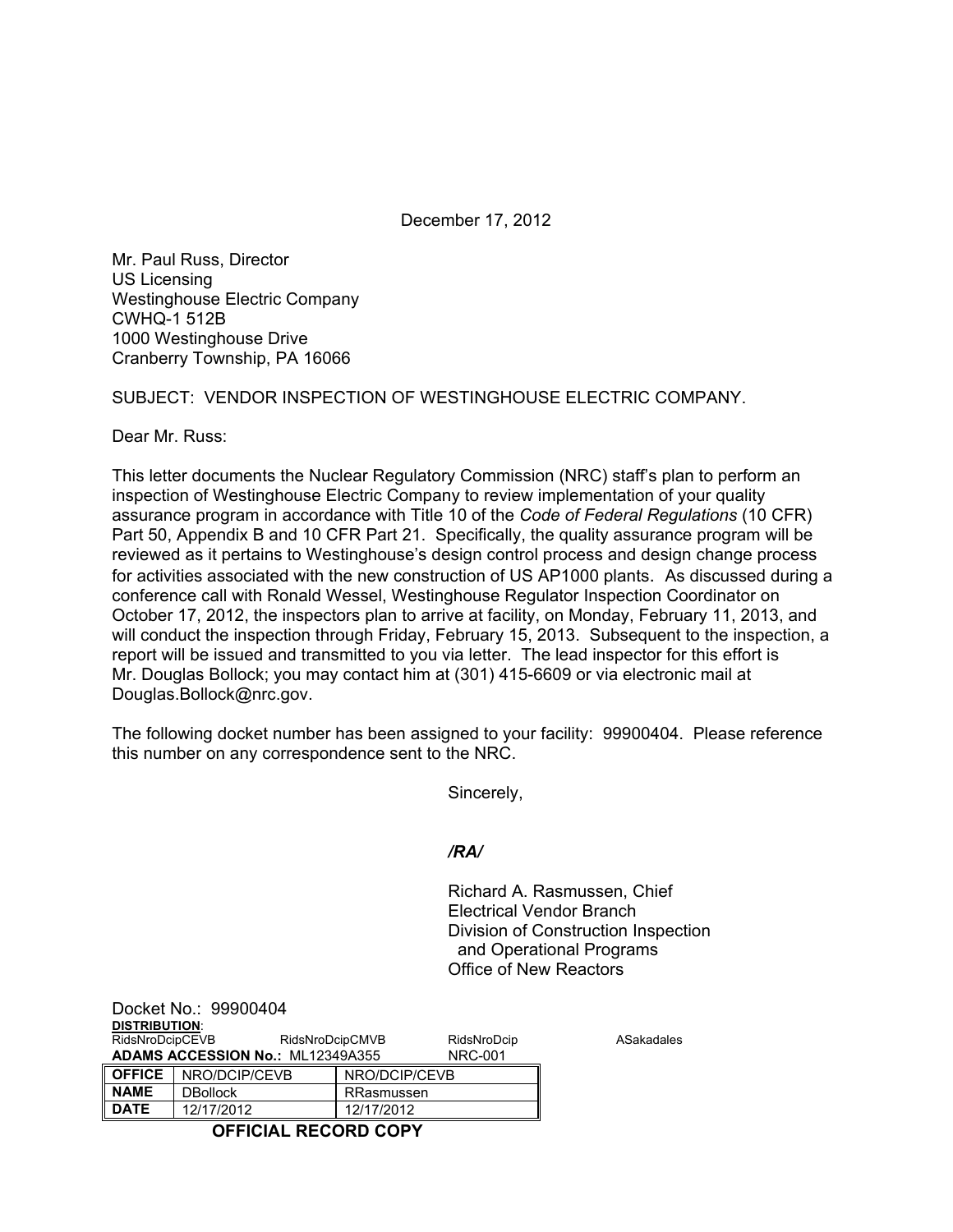December 17, 2012

Mr. Paul Russ, Director
US Licensing
Westinghouse Electric Company
CWHQ-1 512B
1000 Westinghouse Drive
Cranberry Township, PA 16066

SUBJECT: VENDOR INSPECTION OF WESTINGHOUSE ELECTRIC COMPANY.

Dear Mr. Russ:

This letter documents the Nuclear Regulatory Commission (NRC) staff's plan to perform an inspection of Westinghouse Electric Company to review implementation of your quality assurance program in accordance with Title 10 of the *Code of Federal Regulations* (10 CFR) Part 50, Appendix B and 10 CFR Part 21. Specifically, the quality assurance program will be reviewed as it pertains to Westinghouse's design control process and design change process for activities associated with the new construction of US AP1000 plants. As discussed during a conference call with Ronald Wessel, Westinghouse Regulator Inspection Coordinator on October 17, 2012, the inspectors plan to arrive at facility, on Monday, February 11, 2013, and will conduct the inspection through Friday, February 15, 2013. Subsequent to the inspection, a report will be issued and transmitted to you via letter. The lead inspector for this effort is Mr. Douglas Bollock; you may contact him at (301) 415-6609 or via electronic mail at Douglas.Bollock@nrc.gov.

The following docket number has been assigned to your facility: 99900404. Please reference this number on any correspondence sent to the NRC.

Sincerely,

*/RA/*

Richard A. Rasmussen, Chief
Electrical Vendor Branch
Division of Construction Inspection
and Operational Programs
Office of New Reactors

Docket No.: 99900404

**DISTRIBUTION**:
RidsNroDcipCEVB RidsNroDcipCMVB RidsNroDcip ASakadales

**ADAMS ACCESSION No.:** ML12349A355 NRC-001

| | | |
|---|---|---|
| **OFFICE** | NRO/DCIP/CEVB | NRO/DCIP/CEVB |
| **NAME** | DBollock | RRasmussen |
| **DATE** | 12/17/2012 | 12/17/2012 |

**OFFICIAL RECORD COPY**